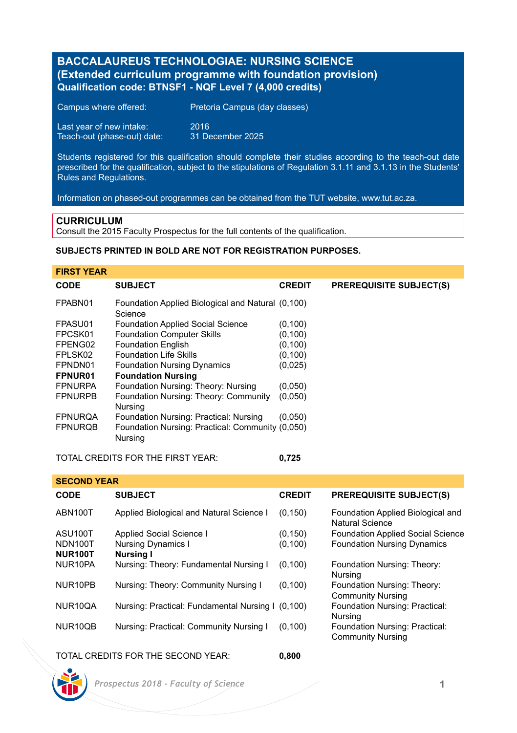# BACCALAUREUS TECHNOLOGIAE: NURSING SCIENCE
## (Extended curriculum programme with foundation provision)
### Qualification code: BTNSF1 - NQF Level 7 (4,000 credits)

Campus where offered: Pretoria Campus (day classes)

Last year of new intake: 2016
Teach-out (phase-out) date: 31 December 2025

Students registered for this qualification should complete their studies according to the teach-out date prescribed for the qualification, subject to the stipulations of Regulation 3.1.11 and 3.1.13 in the Students' Rules and Regulations.

Information on phased-out programmes can be obtained from the TUT website, www.tut.ac.za.

## CURRICULUM

Consult the 2015 Faculty Prospectus for the full contents of the qualification.

**SUBJECTS PRINTED IN BOLD ARE NOT FOR REGISTRATION PURPOSES.**

### FIRST YEAR

| CODE | SUBJECT | CREDIT | PREREQUISITE SUBJECT(S) |
|---|---|---|---|
| FPABN01 | Foundation Applied Biological and Natural Science | (0,100) | |
| FPASU01 | Foundation Applied Social Science | (0,100) | |
| FPCSK01 | Foundation Computer Skills | (0,100) | |
| FPENG02 | Foundation English | (0,100) | |
| FPLSK02 | Foundation Life Skills | (0,100) | |
| FPNDN01 | Foundation Nursing Dynamics | (0,025) | |
| **FPNUR01** | **Foundation Nursing** | | |
| FPNURPA | Foundation Nursing: Theory: Nursing | (0,050) | |
| FPNURPB | Foundation Nursing: Theory: Community Nursing | (0,050) | |
| FPNURQA | Foundation Nursing: Practical: Nursing | (0,050) | |
| FPNURQB | Foundation Nursing: Practical: Community Nursing | (0,050) | |

TOTAL CREDITS FOR THE FIRST YEAR: **0,725**

### SECOND YEAR

| CODE | SUBJECT | CREDIT | PREREQUISITE SUBJECT(S) |
|---|---|---|---|
| ABN100T | Applied Biological and Natural Science I | (0,150) | Foundation Applied Biological and Natural Science |
| ASU100T | Applied Social Science I | (0,150) | Foundation Applied Social Science |
| NDN100T | Nursing Dynamics I | (0,100) | Foundation Nursing Dynamics |
| **NUR100T** | **Nursing I** | | |
| NUR10PA | Nursing: Theory: Fundamental Nursing I | (0,100) | Foundation Nursing: Theory: Nursing |
| NUR10PB | Nursing: Theory: Community Nursing I | (0,100) | Foundation Nursing: Theory: Community Nursing |
| NUR10QA | Nursing: Practical: Fundamental Nursing I | (0,100) | Foundation Nursing: Practical: Nursing |
| NUR10QB | Nursing: Practical: Community Nursing I | (0,100) | Foundation Nursing: Practical: Community Nursing |

TOTAL CREDITS FOR THE SECOND YEAR: **0,800**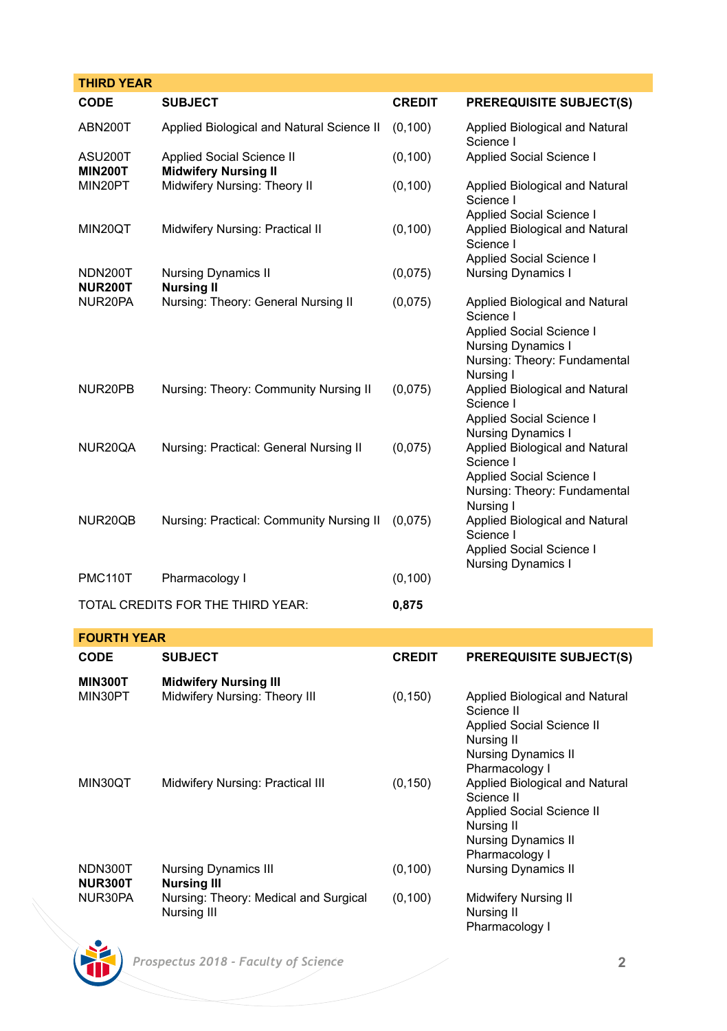## THIRD YEAR

| CODE | SUBJECT | CREDIT | PREREQUISITE SUBJECT(S) |
|---|---|---|---|
| ABN200T | Applied Biological and Natural Science II | (0,100) | Applied Biological and Natural Science I |
| ASU200T | Applied Social Science II | (0,100) | Applied Social Science I |
| **MIN200T** | **Midwifery Nursing II** | | |
| MIN20PT | Midwifery Nursing: Theory II | (0,100) | Applied Biological and Natural Science I<br>Applied Social Science I |
| MIN20QT | Midwifery Nursing: Practical II | (0,100) | Applied Biological and Natural Science I<br>Applied Social Science I |
| NDN200T | Nursing Dynamics II | (0,075) | Nursing Dynamics I |
| **NUR200T** | **Nursing II** | | |
| NUR20PA | Nursing: Theory: General Nursing II | (0,075) | Applied Biological and Natural Science I<br>Applied Social Science I<br>Nursing Dynamics I<br>Nursing: Theory: Fundamental Nursing I |
| NUR20PB | Nursing: Theory: Community Nursing II | (0,075) | Applied Biological and Natural Science I<br>Applied Social Science I<br>Nursing Dynamics I |
| NUR20QA | Nursing: Practical: General Nursing II | (0,075) | Applied Biological and Natural Science I<br>Applied Social Science I<br>Nursing: Theory: Fundamental Nursing I |
| NUR20QB | Nursing: Practical: Community Nursing II | (0,075) | Applied Biological and Natural Science I<br>Applied Social Science I<br>Nursing Dynamics I |
| PMC110T | Pharmacology I | (0,100) | |
| TOTAL CREDITS FOR THE THIRD YEAR: | | **0,875** | |

## FOURTH YEAR

| CODE | SUBJECT | CREDIT | PREREQUISITE SUBJECT(S) |
|---|---|---|---|
| **MIN300T** | **Midwifery Nursing III** | | |
| MIN30PT | Midwifery Nursing: Theory III | (0,150) | Applied Biological and Natural Science II<br>Applied Social Science II<br>Nursing II<br>Nursing Dynamics II<br>Pharmacology I |
| MIN30QT | Midwifery Nursing: Practical III | (0,150) | Applied Biological and Natural Science II<br>Applied Social Science II<br>Nursing II<br>Nursing Dynamics II<br>Pharmacology I |
| NDN300T | Nursing Dynamics III | (0,100) | Nursing Dynamics II |
| **NUR300T** | **Nursing III** | | |
| NUR30PA | Nursing: Theory: Medical and Surgical Nursing III | (0,100) | Midwifery Nursing II<br>Nursing II<br>Pharmacology I |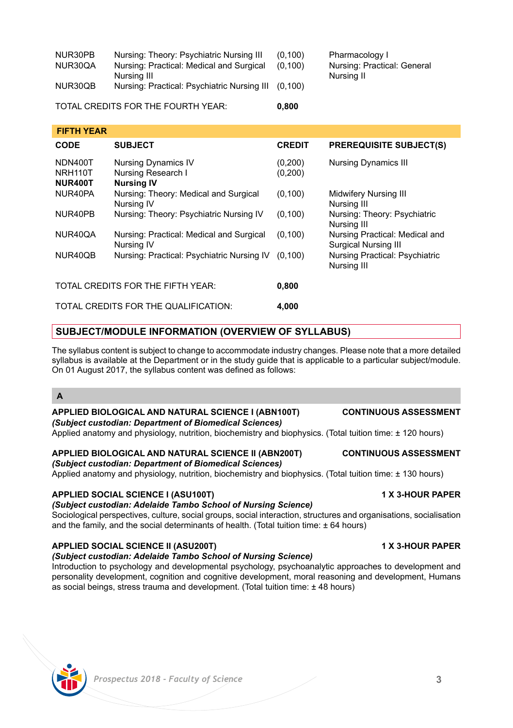| | | | |
|---|---|---|---|
| NUR30PB | Nursing: Theory: Psychiatric Nursing III | (0,100) | Pharmacology I |
| NUR30QA | Nursing: Practical: Medical and Surgical Nursing III | (0,100) | Nursing: Practical: General Nursing II |
| NUR30QB | Nursing: Practical: Psychiatric Nursing III | (0,100) | |
| TOTAL CREDITS FOR THE FOURTH YEAR: | | **0,800** | |

**FIFTH YEAR**

| CODE | SUBJECT | CREDIT | PREREQUISITE SUBJECT(S) |
|---|---|---|---|
| NDN400T | Nursing Dynamics IV | (0,200) | Nursing Dynamics III |
| NRH110T | Nursing Research I | (0,200) | |
| **NUR400T** | **Nursing IV** | | |
| NUR40PA | Nursing: Theory: Medical and Surgical Nursing IV | (0,100) | Midwifery Nursing III<br>Nursing III |
| NUR40PB | Nursing: Theory: Psychiatric Nursing IV | (0,100) | Nursing: Theory: Psychiatric Nursing III |
| NUR40QA | Nursing: Practical: Medical and Surgical Nursing IV | (0,100) | Nursing Practical: Medical and Surgical Nursing III |
| NUR40QB | Nursing: Practical: Psychiatric Nursing IV | (0,100) | Nursing Practical: Psychiatric Nursing III |
| TOTAL CREDITS FOR THE FIFTH YEAR: | | **0,800** | |
| TOTAL CREDITS FOR THE QUALIFICATION: | | **4,000** | |

## SUBJECT/MODULE INFORMATION (OVERVIEW OF SYLLABUS)

The syllabus content is subject to change to accommodate industry changes. Please note that a more detailed syllabus is available at the Department or in the study guide that is applicable to a particular subject/module. On 01 August 2017, the syllabus content was defined as follows:

### A

**APPLIED BIOLOGICAL AND NATURAL SCIENCE I (ABN100T)** — **CONTINUOUS ASSESSMENT**
***(Subject custodian: Department of Biomedical Sciences)***
Applied anatomy and physiology, nutrition, biochemistry and biophysics. (Total tuition time: ± 120 hours)

**APPLIED BIOLOGICAL AND NATURAL SCIENCE II (ABN200T)** — **CONTINUOUS ASSESSMENT**
***(Subject custodian: Department of Biomedical Sciences)***
Applied anatomy and physiology, nutrition, biochemistry and biophysics. (Total tuition time: ± 130 hours)

**APPLIED SOCIAL SCIENCE I (ASU100T)** — **1 X 3-HOUR PAPER**
***(Subject custodian: Adelaide Tambo School of Nursing Science)***
Sociological perspectives, culture, social groups, social interaction, structures and organisations, socialisation and the family, and the social determinants of health. (Total tuition time: ± 64 hours)

**APPLIED SOCIAL SCIENCE II (ASU200T)** — **1 X 3-HOUR PAPER**
***(Subject custodian: Adelaide Tambo School of Nursing Science)***
Introduction to psychology and developmental psychology, psychoanalytic approaches to development and personality development, cognition and cognitive development, moral reasoning and development, Humans as social beings, stress trauma and development. (Total tuition time: ± 48 hours)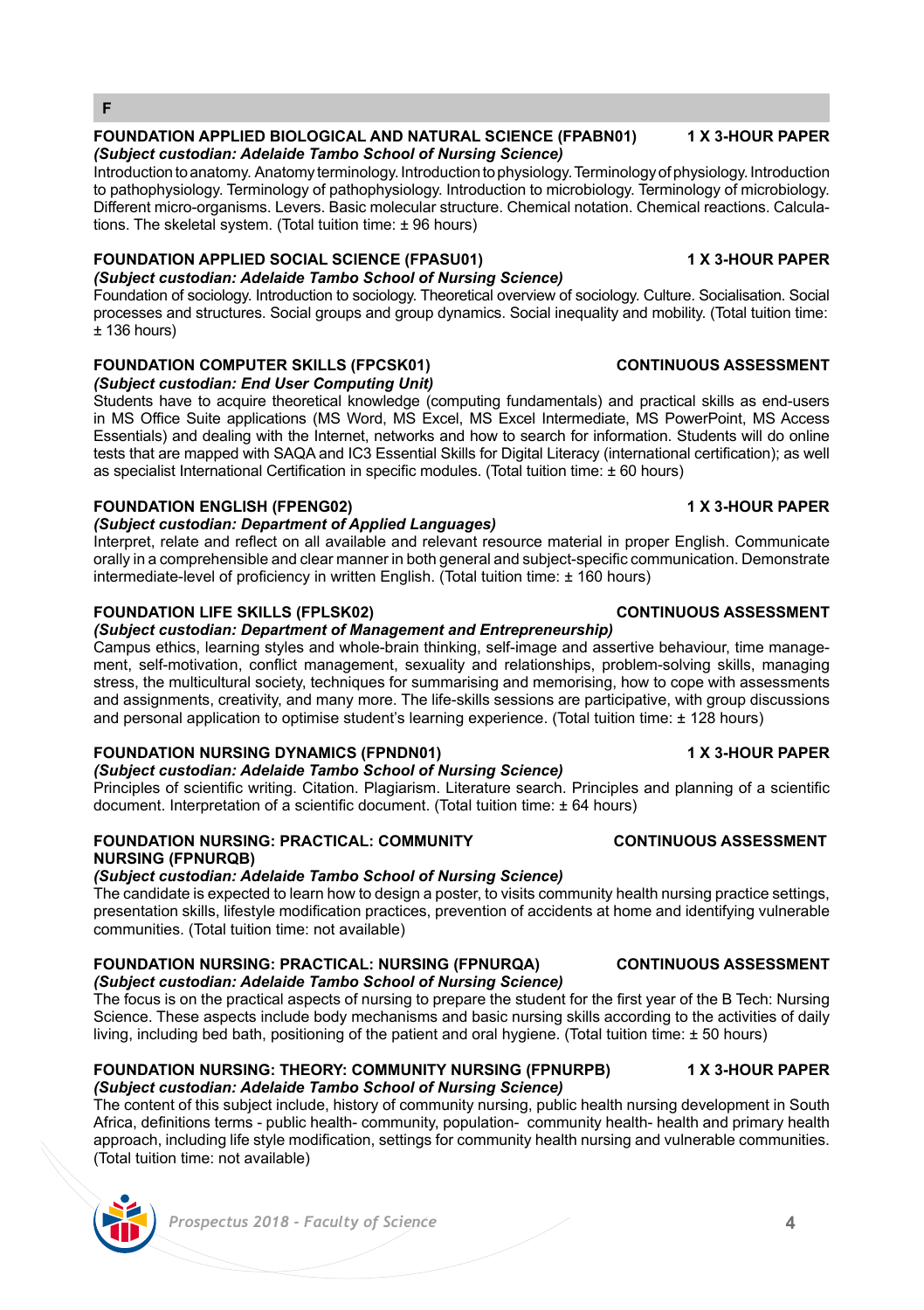## F

### FOUNDATION APPLIED BIOLOGICAL AND NATURAL SCIENCE (FPABN01) — 1 X 3-HOUR PAPER

***(Subject custodian: Adelaide Tambo School of Nursing Science)***

Introduction to anatomy. Anatomy terminology. Introduction to physiology. Terminology of physiology. Introduction to pathophysiology. Terminology of pathophysiology. Introduction to microbiology. Terminology of microbiology. Different micro-organisms. Levers. Basic molecular structure. Chemical notation. Chemical reactions. Calculations. The skeletal system. (Total tuition time: ± 96 hours)

### FOUNDATION APPLIED SOCIAL SCIENCE (FPASU01) — 1 X 3-HOUR PAPER

***(Subject custodian: Adelaide Tambo School of Nursing Science)***

Foundation of sociology. Introduction to sociology. Theoretical overview of sociology. Culture. Socialisation. Social processes and structures. Social groups and group dynamics. Social inequality and mobility. (Total tuition time: ± 136 hours)

### FOUNDATION COMPUTER SKILLS (FPCSK01) — CONTINUOUS ASSESSMENT

***(Subject custodian: End User Computing Unit)***

Students have to acquire theoretical knowledge (computing fundamentals) and practical skills as end-users in MS Office Suite applications (MS Word, MS Excel, MS Excel Intermediate, MS PowerPoint, MS Access Essentials) and dealing with the Internet, networks and how to search for information. Students will do online tests that are mapped with SAQA and IC3 Essential Skills for Digital Literacy (international certification); as well as specialist International Certification in specific modules. (Total tuition time: ± 60 hours)

### FOUNDATION ENGLISH (FPENG02) — 1 X 3-HOUR PAPER

***(Subject custodian: Department of Applied Languages)***

Interpret, relate and reflect on all available and relevant resource material in proper English. Communicate orally in a comprehensible and clear manner in both general and subject-specific communication. Demonstrate intermediate-level of proficiency in written English. (Total tuition time: ± 160 hours)

### FOUNDATION LIFE SKILLS (FPLSK02) — CONTINUOUS ASSESSMENT

***(Subject custodian: Department of Management and Entrepreneurship)***

Campus ethics, learning styles and whole-brain thinking, self-image and assertive behaviour, time management, self-motivation, conflict management, sexuality and relationships, problem-solving skills, managing stress, the multicultural society, techniques for summarising and memorising, how to cope with assessments and assignments, creativity, and many more. The life-skills sessions are participative, with group discussions and personal application to optimise student's learning experience. (Total tuition time: ± 128 hours)

### FOUNDATION NURSING DYNAMICS (FPNDN01) — 1 X 3-HOUR PAPER

***(Subject custodian: Adelaide Tambo School of Nursing Science)***

Principles of scientific writing. Citation. Plagiarism. Literature search. Principles and planning of a scientific document. Interpretation of a scientific document. (Total tuition time: ± 64 hours)

### FOUNDATION NURSING: PRACTICAL: COMMUNITY NURSING (FPNURQB) — CONTINUOUS ASSESSMENT

***(Subject custodian: Adelaide Tambo School of Nursing Science)***

The candidate is expected to learn how to design a poster, to visits community health nursing practice settings, presentation skills, lifestyle modification practices, prevention of accidents at home and identifying vulnerable communities. (Total tuition time: not available)

### FOUNDATION NURSING: PRACTICAL: NURSING (FPNURQA) — CONTINUOUS ASSESSMENT

***(Subject custodian: Adelaide Tambo School of Nursing Science)***

The focus is on the practical aspects of nursing to prepare the student for the first year of the B Tech: Nursing Science. These aspects include body mechanisms and basic nursing skills according to the activities of daily living, including bed bath, positioning of the patient and oral hygiene. (Total tuition time: ± 50 hours)

### FOUNDATION NURSING: THEORY: COMMUNITY NURSING (FPNURPB) — 1 X 3-HOUR PAPER

***(Subject custodian: Adelaide Tambo School of Nursing Science)***

The content of this subject include, history of community nursing, public health nursing development in South Africa, definitions terms - public health- community, population- community health- health and primary health approach, including life style modification, settings for community health nursing and vulnerable communities. (Total tuition time: not available)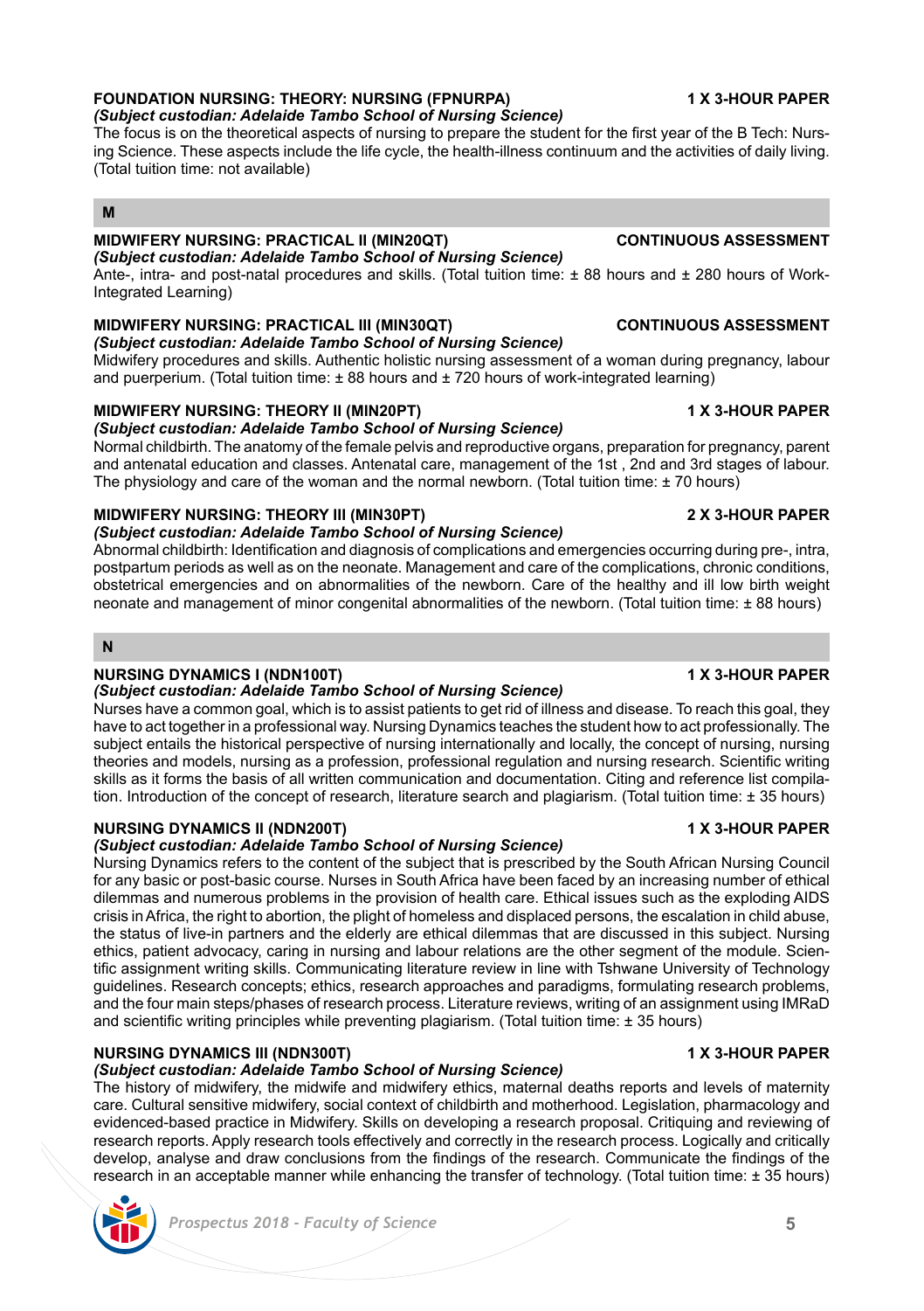**FOUNDATION NURSING: THEORY: NURSING (FPNURPA)** **1 X 3-HOUR PAPER**
***(Subject custodian: Adelaide Tambo School of Nursing Science)***
The focus is on the theoretical aspects of nursing to prepare the student for the first year of the B Tech: Nursing Science. These aspects include the life cycle, the health-illness continuum and the activities of daily living. (Total tuition time: not available)

## M

**MIDWIFERY NURSING: PRACTICAL II (MIN20QT)** **CONTINUOUS ASSESSMENT**
***(Subject custodian: Adelaide Tambo School of Nursing Science)***
Ante-, intra- and post-natal procedures and skills. (Total tuition time: ± 88 hours and ± 280 hours of Work-Integrated Learning)

**MIDWIFERY NURSING: PRACTICAL III (MIN30QT)** **CONTINUOUS ASSESSMENT**
***(Subject custodian: Adelaide Tambo School of Nursing Science)***
Midwifery procedures and skills. Authentic holistic nursing assessment of a woman during pregnancy, labour and puerperium. (Total tuition time: ± 88 hours and ± 720 hours of work-integrated learning)

**MIDWIFERY NURSING: THEORY II (MIN20PT)** **1 X 3-HOUR PAPER**
***(Subject custodian: Adelaide Tambo School of Nursing Science)***
Normal childbirth. The anatomy of the female pelvis and reproductive organs, preparation for pregnancy, parent and antenatal education and classes. Antenatal care, management of the 1st , 2nd and 3rd stages of labour. The physiology and care of the woman and the normal newborn. (Total tuition time: ± 70 hours)

**MIDWIFERY NURSING: THEORY III (MIN30PT)** **2 X 3-HOUR PAPER**
***(Subject custodian: Adelaide Tambo School of Nursing Science)***
Abnormal childbirth: Identification and diagnosis of complications and emergencies occurring during pre-, intra, postpartum periods as well as on the neonate. Management and care of the complications, chronic conditions, obstetrical emergencies and on abnormalities of the newborn. Care of the healthy and ill low birth weight neonate and management of minor congenital abnormalities of the newborn. (Total tuition time: ± 88 hours)

## N

**NURSING DYNAMICS I (NDN100T)** **1 X 3-HOUR PAPER**
***(Subject custodian: Adelaide Tambo School of Nursing Science)***
Nurses have a common goal, which is to assist patients to get rid of illness and disease. To reach this goal, they have to act together in a professional way. Nursing Dynamics teaches the student how to act professionally. The subject entails the historical perspective of nursing internationally and locally, the concept of nursing, nursing theories and models, nursing as a profession, professional regulation and nursing research. Scientific writing skills as it forms the basis of all written communication and documentation. Citing and reference list compilation. Introduction of the concept of research, literature search and plagiarism. (Total tuition time: ± 35 hours)

**NURSING DYNAMICS II (NDN200T)** **1 X 3-HOUR PAPER**
***(Subject custodian: Adelaide Tambo School of Nursing Science)***
Nursing Dynamics refers to the content of the subject that is prescribed by the South African Nursing Council for any basic or post-basic course. Nurses in South Africa have been faced by an increasing number of ethical dilemmas and numerous problems in the provision of health care. Ethical issues such as the exploding AIDS crisis in Africa, the right to abortion, the plight of homeless and displaced persons, the escalation in child abuse, the status of live-in partners and the elderly are ethical dilemmas that are discussed in this subject. Nursing ethics, patient advocacy, caring in nursing and labour relations are the other segment of the module. Scientific assignment writing skills. Communicating literature review in line with Tshwane University of Technology guidelines. Research concepts; ethics, research approaches and paradigms, formulating research problems, and the four main steps/phases of research process. Literature reviews, writing of an assignment using IMRaD and scientific writing principles while preventing plagiarism. (Total tuition time: ± 35 hours)

**NURSING DYNAMICS III (NDN300T)** **1 X 3-HOUR PAPER**
***(Subject custodian: Adelaide Tambo School of Nursing Science)***
The history of midwifery, the midwife and midwifery ethics, maternal deaths reports and levels of maternity care. Cultural sensitive midwifery, social context of childbirth and motherhood. Legislation, pharmacology and evidenced-based practice in Midwifery. Skills on developing a research proposal. Critiquing and reviewing of research reports. Apply research tools effectively and correctly in the research process. Logically and critically develop, analyse and draw conclusions from the findings of the research. Communicate the findings of the research in an acceptable manner while enhancing the transfer of technology. (Total tuition time: ± 35 hours)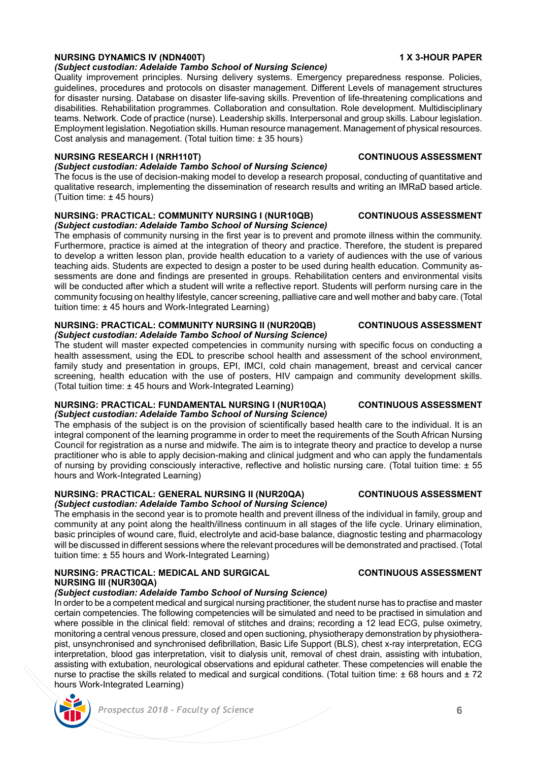**NURSING DYNAMICS IV (NDN400T)** **1 X 3-HOUR PAPER**

***(Subject custodian: Adelaide Tambo School of Nursing Science)***

Quality improvement principles. Nursing delivery systems. Emergency preparedness response. Policies, guidelines, procedures and protocols on disaster management. Different Levels of management structures for disaster nursing. Database on disaster life-saving skills. Prevention of life-threatening complications and disabilities. Rehabilitation programmes. Collaboration and consultation. Role development. Multidisciplinary teams. Network. Code of practice (nurse). Leadership skills. Interpersonal and group skills. Labour legislation. Employment legislation. Negotiation skills. Human resource management. Management of physical resources. Cost analysis and management. (Total tuition time: ± 35 hours)

**NURSING RESEARCH I (NRH110T)** **CONTINUOUS ASSESSMENT**

***(Subject custodian: Adelaide Tambo School of Nursing Science)***

The focus is the use of decision-making model to develop a research proposal, conducting of quantitative and qualitative research, implementing the dissemination of research results and writing an IMRaD based article. (Tuition time: ± 45 hours)

**NURSING: PRACTICAL: COMMUNITY NURSING I (NUR10QB)** **CONTINUOUS ASSESSMENT**

***(Subject custodian: Adelaide Tambo School of Nursing Science)***

The emphasis of community nursing in the first year is to prevent and promote illness within the community. Furthermore, practice is aimed at the integration of theory and practice. Therefore, the student is prepared to develop a written lesson plan, provide health education to a variety of audiences with the use of various teaching aids. Students are expected to design a poster to be used during health education. Community assessments are done and findings are presented in groups. Rehabilitation centers and environmental visits will be conducted after which a student will write a reflective report. Students will perform nursing care in the community focusing on healthy lifestyle, cancer screening, palliative care and well mother and baby care. (Total tuition time: ± 45 hours and Work-Integrated Learning)

**NURSING: PRACTICAL: COMMUNITY NURSING II (NUR20QB)** **CONTINUOUS ASSESSMENT**

***(Subject custodian: Adelaide Tambo School of Nursing Science)***

The student will master expected competencies in community nursing with specific focus on conducting a health assessment, using the EDL to prescribe school health and assessment of the school environment, family study and presentation in groups, EPI, IMCI, cold chain management, breast and cervical cancer screening, health education with the use of posters, HIV campaign and community development skills. (Total tuition time: ± 45 hours and Work-Integrated Learning)

**NURSING: PRACTICAL: FUNDAMENTAL NURSING I (NUR10QA)** **CONTINUOUS ASSESSMENT**

***(Subject custodian: Adelaide Tambo School of Nursing Science)***

The emphasis of the subject is on the provision of scientifically based health care to the individual. It is an integral component of the learning programme in order to meet the requirements of the South African Nursing Council for registration as a nurse and midwife. The aim is to integrate theory and practice to develop a nurse practitioner who is able to apply decision-making and clinical judgment and who can apply the fundamentals of nursing by providing consciously interactive, reflective and holistic nursing care. (Total tuition time: ± 55 hours and Work-Integrated Learning)

**NURSING: PRACTICAL: GENERAL NURSING II (NUR20QA)** **CONTINUOUS ASSESSMENT**

***(Subject custodian: Adelaide Tambo School of Nursing Science)***

The emphasis in the second year is to promote health and prevent illness of the individual in family, group and community at any point along the health/illness continuum in all stages of the life cycle. Urinary elimination, basic principles of wound care, fluid, electrolyte and acid-base balance, diagnostic testing and pharmacology will be discussed in different sessions where the relevant procedures will be demonstrated and practised. (Total tuition time: ± 55 hours and Work-Integrated Learning)

**NURSING: PRACTICAL: MEDICAL AND SURGICAL NURSING III (NUR30QA)** **CONTINUOUS ASSESSMENT**

***(Subject custodian: Adelaide Tambo School of Nursing Science)***

In order to be a competent medical and surgical nursing practitioner, the student nurse has to practise and master certain competencies. The following competencies will be simulated and need to be practised in simulation and where possible in the clinical field: removal of stitches and drains; recording a 12 lead ECG, pulse oximetry, monitoring a central venous pressure, closed and open suctioning, physiotherapy demonstration by physiotherapist, unsynchronised and synchronised defibrillation, Basic Life Support (BLS), chest x-ray interpretation, ECG interpretation, blood gas interpretation, visit to dialysis unit, removal of chest drain, assisting with intubation, assisting with extubation, neurological observations and epidural catheter. These competencies will enable the nurse to practise the skills related to medical and surgical conditions. (Total tuition time: ± 68 hours and ± 72 hours Work-Integrated Learning)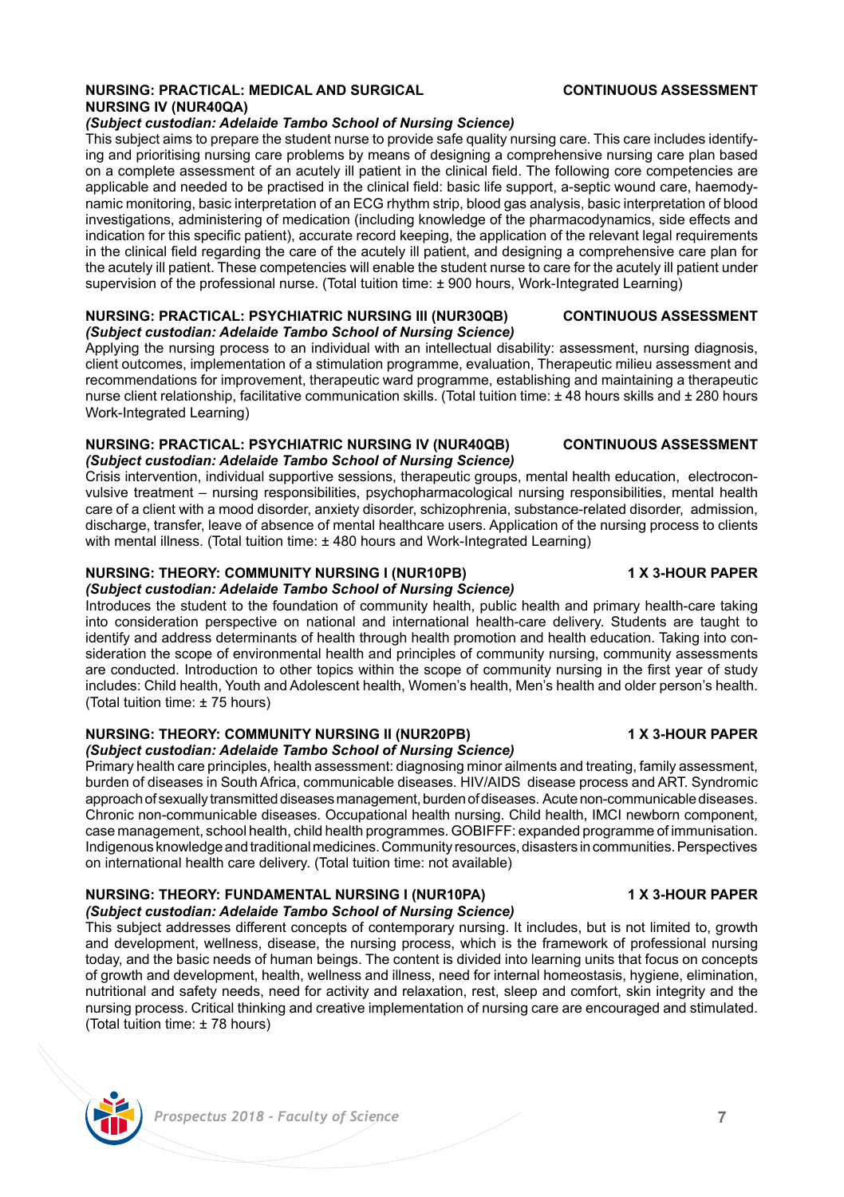### NURSING: PRACTICAL: MEDICAL AND SURGICAL NURSING IV (NUR40QA) — CONTINUOUS ASSESSMENT

*(Subject custodian: Adelaide Tambo School of Nursing Science)*

This subject aims to prepare the student nurse to provide safe quality nursing care. This care includes identifying and prioritising nursing care problems by means of designing a comprehensive nursing care plan based on a complete assessment of an acutely ill patient in the clinical field. The following core competencies are applicable and needed to be practised in the clinical field: basic life support, a-septic wound care, haemodynamic monitoring, basic interpretation of an ECG rhythm strip, blood gas analysis, basic interpretation of blood investigations, administering of medication (including knowledge of the pharmacodynamics, side effects and indication for this specific patient), accurate record keeping, the application of the relevant legal requirements in the clinical field regarding the care of the acutely ill patient, and designing a comprehensive care plan for the acutely ill patient. These competencies will enable the student nurse to care for the acutely ill patient under supervision of the professional nurse. (Total tuition time: ± 900 hours, Work-Integrated Learning)

### NURSING: PRACTICAL: PSYCHIATRIC NURSING III (NUR30QB) — CONTINUOUS ASSESSMENT

*(Subject custodian: Adelaide Tambo School of Nursing Science)*

Applying the nursing process to an individual with an intellectual disability: assessment, nursing diagnosis, client outcomes, implementation of a stimulation programme, evaluation, Therapeutic milieu assessment and recommendations for improvement, therapeutic ward programme, establishing and maintaining a therapeutic nurse client relationship, facilitative communication skills. (Total tuition time: ± 48 hours skills and ± 280 hours Work-Integrated Learning)

### NURSING: PRACTICAL: PSYCHIATRIC NURSING IV (NUR40QB) — CONTINUOUS ASSESSMENT

*(Subject custodian: Adelaide Tambo School of Nursing Science)*

Crisis intervention, individual supportive sessions, therapeutic groups, mental health education, electroconvulsive treatment – nursing responsibilities, psychopharmacological nursing responsibilities, mental health care of a client with a mood disorder, anxiety disorder, schizophrenia, substance-related disorder, admission, discharge, transfer, leave of absence of mental healthcare users. Application of the nursing process to clients with mental illness. (Total tuition time: ± 480 hours and Work-Integrated Learning)

### NURSING: THEORY: COMMUNITY NURSING I (NUR10PB) — 1 X 3-HOUR PAPER

*(Subject custodian: Adelaide Tambo School of Nursing Science)*

Introduces the student to the foundation of community health, public health and primary health-care taking into consideration perspective on national and international health-care delivery. Students are taught to identify and address determinants of health through health promotion and health education. Taking into consideration the scope of environmental health and principles of community nursing, community assessments are conducted. Introduction to other topics within the scope of community nursing in the first year of study includes: Child health, Youth and Adolescent health, Women's health, Men's health and older person's health. (Total tuition time: ± 75 hours)

### NURSING: THEORY: COMMUNITY NURSING II (NUR20PB) — 1 X 3-HOUR PAPER

*(Subject custodian: Adelaide Tambo School of Nursing Science)*

Primary health care principles, health assessment: diagnosing minor ailments and treating, family assessment, burden of diseases in South Africa, communicable diseases. HIV/AIDS disease process and ART. Syndromic approach of sexually transmitted diseases management, burden of diseases. Acute non-communicable diseases. Chronic non-communicable diseases. Occupational health nursing. Child health, IMCI newborn component, case management, school health, child health programmes. GOBIFFF: expanded programme of immunisation. Indigenous knowledge and traditional medicines. Community resources, disasters in communities. Perspectives on international health care delivery. (Total tuition time: not available)

### NURSING: THEORY: FUNDAMENTAL NURSING I (NUR10PA) — 1 X 3-HOUR PAPER

*(Subject custodian: Adelaide Tambo School of Nursing Science)*

This subject addresses different concepts of contemporary nursing. It includes, but is not limited to, growth and development, wellness, disease, the nursing process, which is the framework of professional nursing today, and the basic needs of human beings. The content is divided into learning units that focus on concepts of growth and development, health, wellness and illness, need for internal homeostasis, hygiene, elimination, nutritional and safety needs, need for activity and relaxation, rest, sleep and comfort, skin integrity and the nursing process. Critical thinking and creative implementation of nursing care are encouraged and stimulated. (Total tuition time: ± 78 hours)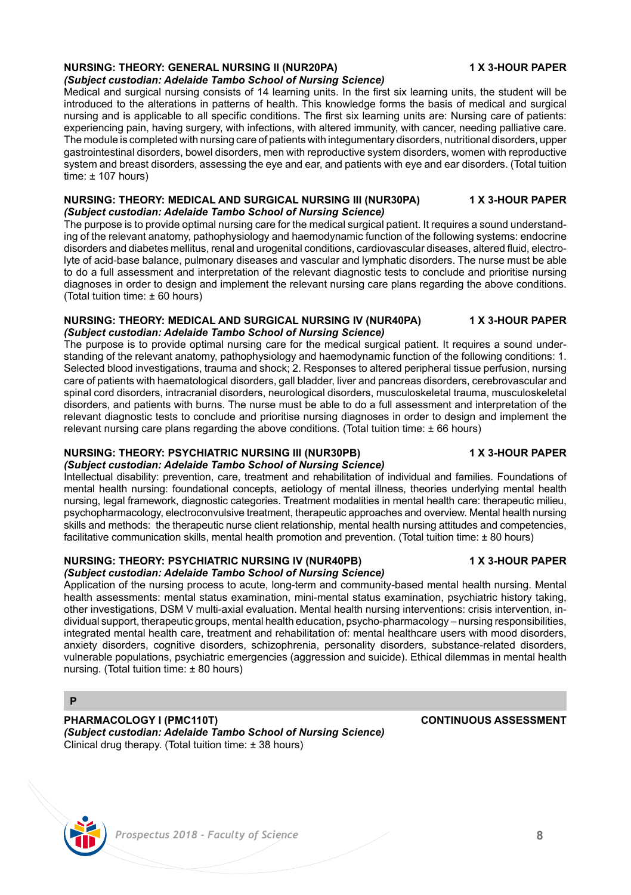**NURSING: THEORY: GENERAL NURSING II (NUR20PA) 1 X 3-HOUR PAPER**
***(Subject custodian: Adelaide Tambo School of Nursing Science)***
Medical and surgical nursing consists of 14 learning units. In the first six learning units, the student will be introduced to the alterations in patterns of health. This knowledge forms the basis of medical and surgical nursing and is applicable to all specific conditions. The first six learning units are: Nursing care of patients: experiencing pain, having surgery, with infections, with altered immunity, with cancer, needing palliative care. The module is completed with nursing care of patients with integumentary disorders, nutritional disorders, upper gastrointestinal disorders, bowel disorders, men with reproductive system disorders, women with reproductive system and breast disorders, assessing the eye and ear, and patients with eye and ear disorders. (Total tuition time: ± 107 hours)

**NURSING: THEORY: MEDICAL AND SURGICAL NURSING III (NUR30PA) 1 X 3-HOUR PAPER**
***(Subject custodian: Adelaide Tambo School of Nursing Science)***
The purpose is to provide optimal nursing care for the medical surgical patient. It requires a sound understanding of the relevant anatomy, pathophysiology and haemodynamic function of the following systems: endocrine disorders and diabetes mellitus, renal and urogenital conditions, cardiovascular diseases, altered fluid, electrolyte of acid-base balance, pulmonary diseases and vascular and lymphatic disorders. The nurse must be able to do a full assessment and interpretation of the relevant diagnostic tests to conclude and prioritise nursing diagnoses in order to design and implement the relevant nursing care plans regarding the above conditions. (Total tuition time: ± 60 hours)

**NURSING: THEORY: MEDICAL AND SURGICAL NURSING IV (NUR40PA) 1 X 3-HOUR PAPER**
***(Subject custodian: Adelaide Tambo School of Nursing Science)***
The purpose is to provide optimal nursing care for the medical surgical patient. It requires a sound understanding of the relevant anatomy, pathophysiology and haemodynamic function of the following conditions: 1. Selected blood investigations, trauma and shock; 2. Responses to altered peripheral tissue perfusion, nursing care of patients with haematological disorders, gall bladder, liver and pancreas disorders, cerebrovascular and spinal cord disorders, intracranial disorders, neurological disorders, musculoskeletal trauma, musculoskeletal disorders, and patients with burns. The nurse must be able to do a full assessment and interpretation of the relevant diagnostic tests to conclude and prioritise nursing diagnoses in order to design and implement the relevant nursing care plans regarding the above conditions. (Total tuition time: ± 66 hours)

**NURSING: THEORY: PSYCHIATRIC NURSING III (NUR30PB) 1 X 3-HOUR PAPER**
***(Subject custodian: Adelaide Tambo School of Nursing Science)***
Intellectual disability: prevention, care, treatment and rehabilitation of individual and families. Foundations of mental health nursing: foundational concepts, aetiology of mental illness, theories underlying mental health nursing, legal framework, diagnostic categories. Treatment modalities in mental health care: therapeutic milieu, psychopharmacology, electroconvulsive treatment, therapeutic approaches and overview. Mental health nursing skills and methods: the therapeutic nurse client relationship, mental health nursing attitudes and competencies, facilitative communication skills, mental health promotion and prevention. (Total tuition time: ± 80 hours)

**NURSING: THEORY: PSYCHIATRIC NURSING IV (NUR40PB) 1 X 3-HOUR PAPER**
***(Subject custodian: Adelaide Tambo School of Nursing Science)***
Application of the nursing process to acute, long-term and community-based mental health nursing. Mental health assessments: mental status examination, mini-mental status examination, psychiatric history taking, other investigations, DSM V multi-axial evaluation. Mental health nursing interventions: crisis intervention, individual support, therapeutic groups, mental health education, psycho-pharmacology – nursing responsibilities, integrated mental health care, treatment and rehabilitation of: mental healthcare users with mood disorders, anxiety disorders, cognitive disorders, schizophrenia, personality disorders, substance-related disorders, vulnerable populations, psychiatric emergencies (aggression and suicide). Ethical dilemmas in mental health nursing. (Total tuition time: ± 80 hours)

## P

**PHARMACOLOGY I (PMC110T) CONTINUOUS ASSESSMENT**
***(Subject custodian: Adelaide Tambo School of Nursing Science)***
Clinical drug therapy. (Total tuition time: ± 38 hours)